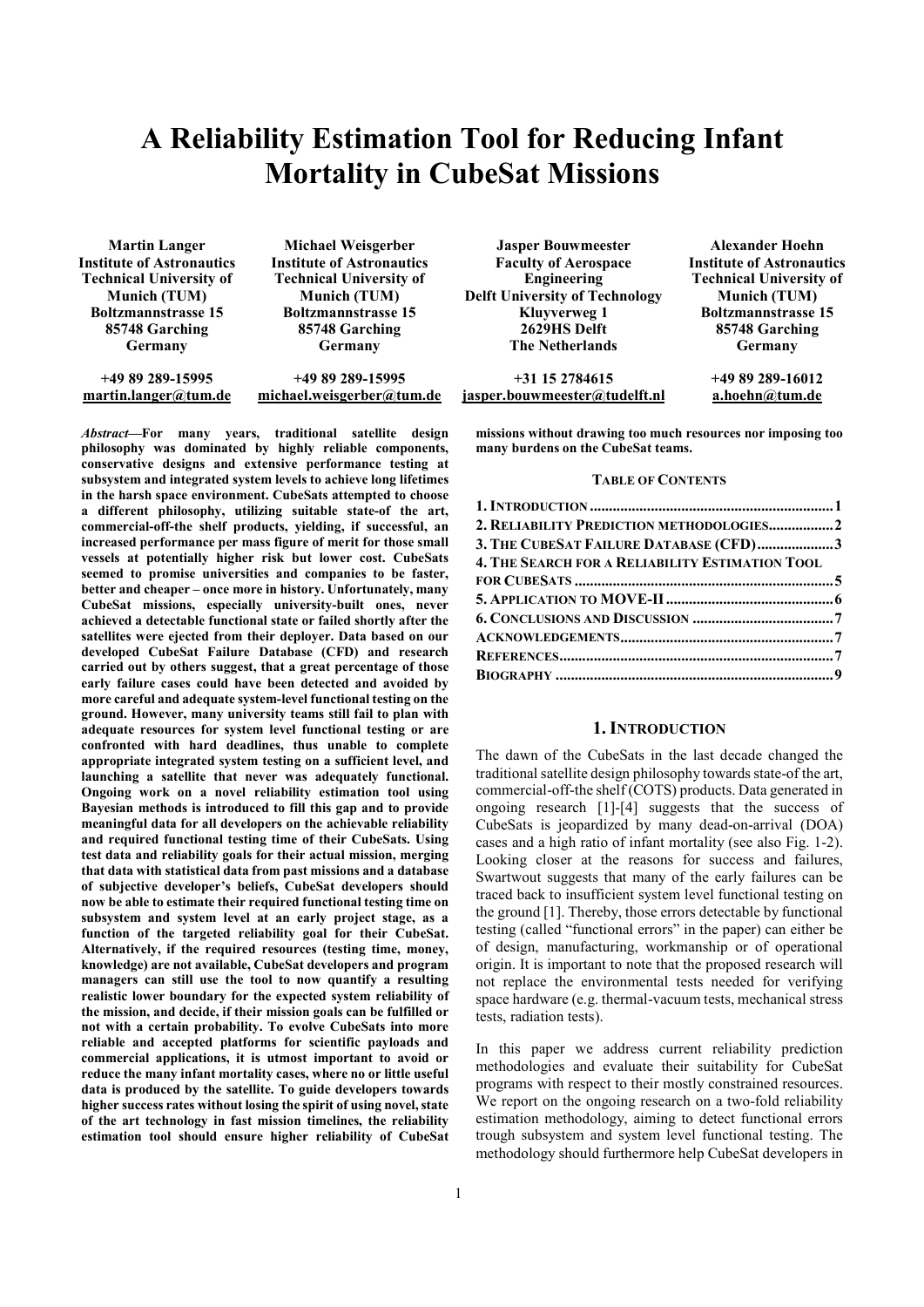# A Reliability Estimation Tool for Reducing Infant Mortality in CubeSat Missions

| Martin Langer | Michael Weisgerber | Jasper Bouwmeester | Alexander Hoehn |
|---|---|---|---|
| Institute of Astronautics | Institute of Astronautics | Faculty of Aerospace Engineering | Institute of Astronautics |
| Technical University of Munich (TUM) | Technical University of Munich (TUM) | Delft University of Technology | Technical University of Munich (TUM) |
| Boltzmannstrasse 15 | Boltzmannstrasse 15 | Kluyverweg 1 | Boltzmannstrasse 15 |
| 85748 Garching | 85748 Garching | 2629HS Delft | 85748 Garching |
| Germany | Germany | The Netherlands | Germany |
| +49 89 289-15995 | +49 89 289-15995 | +31 15 2784615 | +49 89 289-16012 |
| martin.langer@tum.de | michael.weisgerber@tum.de | jasper.bouwmeester@tudelft.nl | a.hoehn@tum.de |

***Abstract*—For many years, traditional satellite design philosophy was dominated by highly reliable components, conservative designs and extensive performance testing at subsystem and integrated system levels to achieve long lifetimes in the harsh space environment. CubeSats attempted to choose a different philosophy, utilizing suitable state-of the art, commercial-off-the shelf products, yielding, if successful, an increased performance per mass figure of merit for those small vessels at potentially higher risk but lower cost. CubeSats seemed to promise universities and companies to be faster, better and cheaper – once more in history. Unfortunately, many CubeSat missions, especially university-built ones, never achieved a detectable functional state or failed shortly after the satellites were ejected from their deployer. Data based on our developed CubeSat Failure Database (CFD) and research carried out by others suggest, that a great percentage of those early failure cases could have been detected and avoided by more careful and adequate system-level functional testing on the ground. However, many university teams still fail to plan with adequate resources for system level functional testing or are confronted with hard deadlines, thus unable to complete appropriate integrated system testing on a sufficient level, and launching a satellite that never was adequately functional. Ongoing work on a novel reliability estimation tool using Bayesian methods is introduced to fill this gap and to provide meaningful data for all developers on the achievable reliability and required functional testing time of their CubeSats. Using test data and reliability goals for their actual mission, merging that data with statistical data from past missions and a database of subjective developer's beliefs, CubeSat developers should now be able to estimate their required functional testing time on subsystem and system level at an early project stage, as a function of the targeted reliability goal for their CubeSat. Alternatively, if the required resources (testing time, money, knowledge) are not available, CubeSat developers and program managers can still use the tool to now quantify a resulting realistic lower boundary for the expected system reliability of the mission, and decide, if their mission goals can be fulfilled or not with a certain probability. To evolve CubeSats into more reliable and accepted platforms for scientific payloads and commercial applications, it is utmost important to avoid or reduce the many infant mortality cases, where no or little useful data is produced by the satellite. To guide developers towards higher success rates without losing the spirit of using novel, state of the art technology in fast mission timelines, the reliability estimation tool should ensure higher reliability of CubeSat missions without drawing too much resources nor imposing too many burdens on the CubeSat teams.**

**TABLE OF CONTENTS**

1. INTRODUCTION ....... 1
2. RELIABILITY PREDICTION METHODOLOGIES ....... 2
3. THE CUBESAT FAILURE DATABASE (CFD) ....... 3
4. THE SEARCH FOR A RELIABILITY ESTIMATION TOOL FOR CUBESATS ....... 5
5. APPLICATION TO MOVE-II ....... 6
6. CONCLUSIONS AND DISCUSSION ....... 7
ACKNOWLEDGEMENTS ....... 7
REFERENCES ....... 7
BIOGRAPHY ....... 9

## 1. INTRODUCTION

The dawn of the CubeSats in the last decade changed the traditional satellite design philosophy towards state-of the art, commercial-off-the shelf (COTS) products. Data generated in ongoing research [1]-[4] suggests that the success of CubeSats is jeopardized by many dead-on-arrival (DOA) cases and a high ratio of infant mortality (see also Fig. 1-2). Looking closer at the reasons for success and failures, Swartwout suggests that many of the early failures can be traced back to insufficient system level functional testing on the ground [1]. Thereby, those errors detectable by functional testing (called "functional errors" in the paper) can either be of design, manufacturing, workmanship or of operational origin. It is important to note that the proposed research will not replace the environmental tests needed for verifying space hardware (e.g. thermal-vacuum tests, mechanical stress tests, radiation tests).

In this paper we address current reliability prediction methodologies and evaluate their suitability for CubeSat programs with respect to their mostly constrained resources. We report on the ongoing research on a two-fold reliability estimation methodology, aiming to detect functional errors trough subsystem and system level functional testing. The methodology should furthermore help CubeSat developers in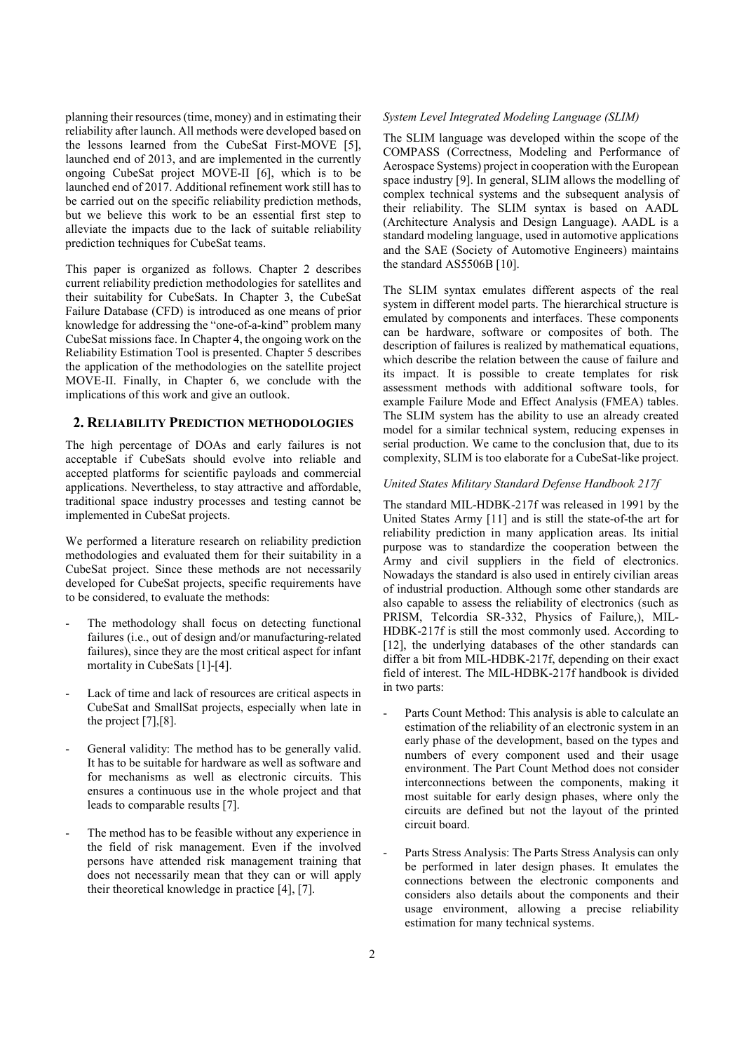planning their resources (time, money) and in estimating their reliability after launch. All methods were developed based on the lessons learned from the CubeSat First-MOVE [5], launched end of 2013, and are implemented in the currently ongoing CubeSat project MOVE-II [6], which is to be launched end of 2017. Additional refinement work still has to be carried out on the specific reliability prediction methods, but we believe this work to be an essential first step to alleviate the impacts due to the lack of suitable reliability prediction techniques for CubeSat teams.

This paper is organized as follows. Chapter 2 describes current reliability prediction methodologies for satellites and their suitability for CubeSats. In Chapter 3, the CubeSat Failure Database (CFD) is introduced as one means of prior knowledge for addressing the "one-of-a-kind" problem many CubeSat missions face. In Chapter 4, the ongoing work on the Reliability Estimation Tool is presented. Chapter 5 describes the application of the methodologies on the satellite project MOVE-II. Finally, in Chapter 6, we conclude with the implications of this work and give an outlook.

## 2. Reliability Prediction methodologies

The high percentage of DOAs and early failures is not acceptable if CubeSats should evolve into reliable and accepted platforms for scientific payloads and commercial applications. Nevertheless, to stay attractive and affordable, traditional space industry processes and testing cannot be implemented in CubeSat projects.

We performed a literature research on reliability prediction methodologies and evaluated them for their suitability in a CubeSat project. Since these methods are not necessarily developed for CubeSat projects, specific requirements have to be considered, to evaluate the methods:

- The methodology shall focus on detecting functional failures (i.e., out of design and/or manufacturing-related failures), since they are the most critical aspect for infant mortality in CubeSats [1]-[4].
- Lack of time and lack of resources are critical aspects in CubeSat and SmallSat projects, especially when late in the project [7],[8].
- General validity: The method has to be generally valid. It has to be suitable for hardware as well as software and for mechanisms as well as electronic circuits. This ensures a continuous use in the whole project and that leads to comparable results [7].
- The method has to be feasible without any experience in the field of risk management. Even if the involved persons have attended risk management training that does not necessarily mean that they can or will apply their theoretical knowledge in practice [4], [7].

*System Level Integrated Modeling Language (SLIM)*

The SLIM language was developed within the scope of the COMPASS (Correctness, Modeling and Performance of Aerospace Systems) project in cooperation with the European space industry [9]. In general, SLIM allows the modelling of complex technical systems and the subsequent analysis of their reliability. The SLIM syntax is based on AADL (Architecture Analysis and Design Language). AADL is a standard modeling language, used in automotive applications and the SAE (Society of Automotive Engineers) maintains the standard AS5506B [10].

The SLIM syntax emulates different aspects of the real system in different model parts. The hierarchical structure is emulated by components and interfaces. These components can be hardware, software or composites of both. The description of failures is realized by mathematical equations, which describe the relation between the cause of failure and its impact. It is possible to create templates for risk assessment methods with additional software tools, for example Failure Mode and Effect Analysis (FMEA) tables. The SLIM system has the ability to use an already created model for a similar technical system, reducing expenses in serial production. We came to the conclusion that, due to its complexity, SLIM is too elaborate for a CubeSat-like project.

*United States Military Standard Defense Handbook 217f*

The standard MIL-HDBK-217f was released in 1991 by the United States Army [11] and is still the state-of-the art for reliability prediction in many application areas. Its initial purpose was to standardize the cooperation between the Army and civil suppliers in the field of electronics. Nowadays the standard is also used in entirely civilian areas of industrial production. Although some other standards are also capable to assess the reliability of electronics (such as PRISM, Telcordia SR-332, Physics of Failure,), MIL-HDBK-217f is still the most commonly used. According to [12], the underlying databases of the other standards can differ a bit from MIL-HDBK-217f, depending on their exact field of interest. The MIL-HDBK-217f handbook is divided in two parts:

- Parts Count Method: This analysis is able to calculate an estimation of the reliability of an electronic system in an early phase of the development, based on the types and numbers of every component used and their usage environment. The Part Count Method does not consider interconnections between the components, making it most suitable for early design phases, where only the circuits are defined but not the layout of the printed circuit board.
- Parts Stress Analysis: The Parts Stress Analysis can only be performed in later design phases. It emulates the connections between the electronic components and considers also details about the components and their usage environment, allowing a precise reliability estimation for many technical systems.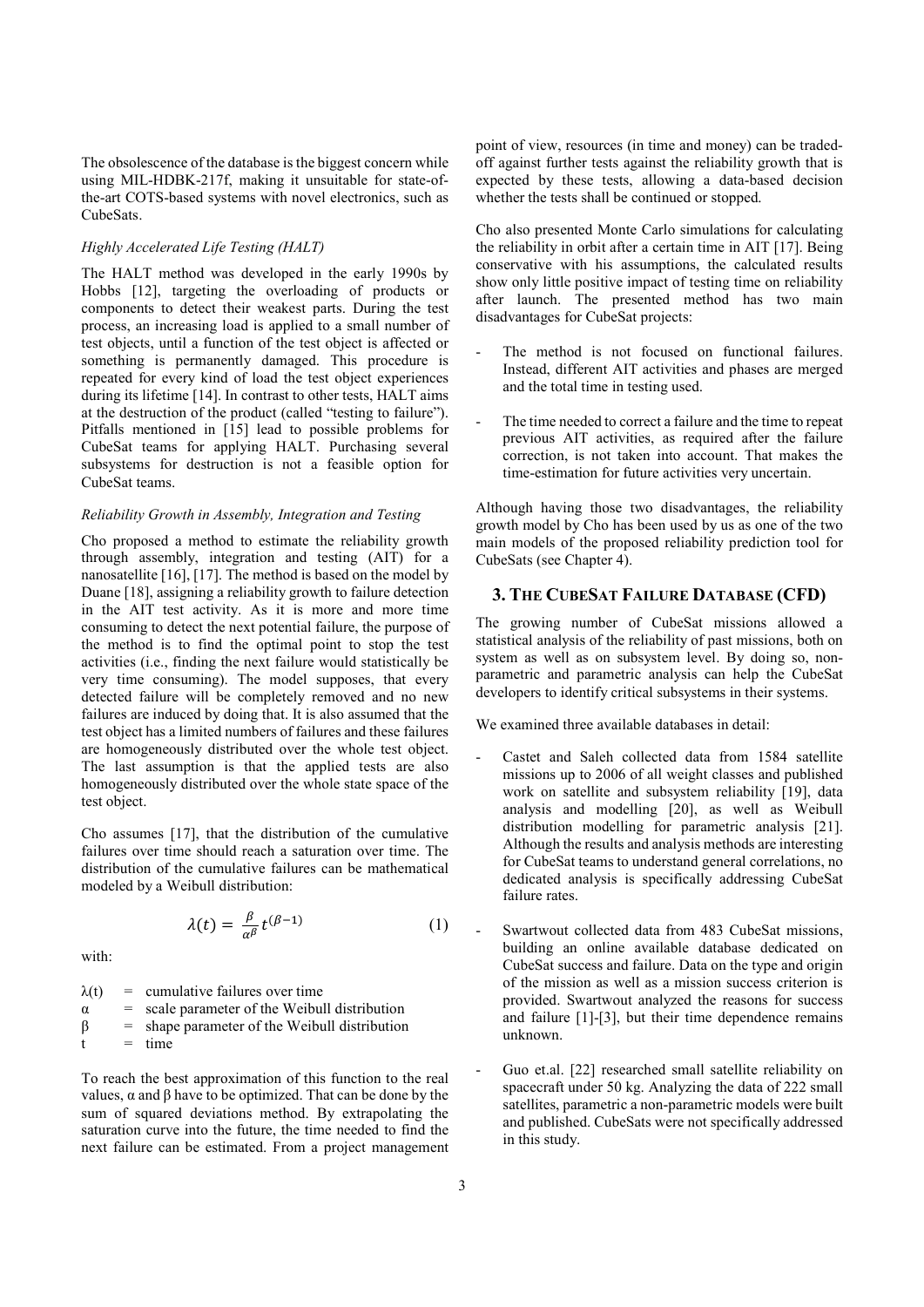The obsolescence of the database is the biggest concern while using MIL-HDBK-217f, making it unsuitable for state-of-the-art COTS-based systems with novel electronics, such as CubeSats.

*Highly Accelerated Life Testing (HALT)*

The HALT method was developed in the early 1990s by Hobbs [12], targeting the overloading of products or components to detect their weakest parts. During the test process, an increasing load is applied to a small number of test objects, until a function of the test object is affected or something is permanently damaged. This procedure is repeated for every kind of load the test object experiences during its lifetime [14]. In contrast to other tests, HALT aims at the destruction of the product (called "testing to failure"). Pitfalls mentioned in [15] lead to possible problems for CubeSat teams for applying HALT. Purchasing several subsystems for destruction is not a feasible option for CubeSat teams.

*Reliability Growth in Assembly, Integration and Testing*

Cho proposed a method to estimate the reliability growth through assembly, integration and testing (AIT) for a nanosatellite [16], [17]. The method is based on the model by Duane [18], assigning a reliability growth to failure detection in the AIT test activity. As it is more and more time consuming to detect the next potential failure, the purpose of the method is to find the optimal point to stop the test activities (i.e., finding the next failure would statistically be very time consuming). The model supposes, that every detected failure will be completely removed and no new failures are induced by doing that. It is also assumed that the test object has a limited numbers of failures and these failures are homogeneously distributed over the whole test object. The last assumption is that the applied tests are also homogeneously distributed over the whole state space of the test object.

Cho assumes [17], that the distribution of the cumulative failures over time should reach a saturation over time. The distribution of the cumulative failures can be mathematical modeled by a Weibull distribution:

$$\lambda(t) = \frac{\beta}{\alpha^{\beta}} t^{(\beta-1)} \tag{1}$$

with:

- $\lambda(t)$ = cumulative failures over time
- $\alpha$ = scale parameter of the Weibull distribution
- $\beta$ = shape parameter of the Weibull distribution
- $t$ = time

To reach the best approximation of this function to the real values, $\alpha$ and $\beta$ have to be optimized. That can be done by the sum of squared deviations method. By extrapolating the saturation curve into the future, the time needed to find the next failure can be estimated. From a project management point of view, resources (in time and money) can be traded-off against further tests against the reliability growth that is expected by these tests, allowing a data-based decision whether the tests shall be continued or stopped.

Cho also presented Monte Carlo simulations for calculating the reliability in orbit after a certain time in AIT [17]. Being conservative with his assumptions, the calculated results show only little positive impact of testing time on reliability after launch. The presented method has two main disadvantages for CubeSat projects:

- The method is not focused on functional failures. Instead, different AIT activities and phases are merged and the total time in testing used.
- The time needed to correct a failure and the time to repeat previous AIT activities, as required after the failure correction, is not taken into account. That makes the time-estimation for future activities very uncertain.

Although having those two disadvantages, the reliability growth model by Cho has been used by us as one of the two main models of the proposed reliability prediction tool for CubeSats (see Chapter 4).

## 3. THE CUBESAT FAILURE DATABASE (CFD)

The growing number of CubeSat missions allowed a statistical analysis of the reliability of past missions, both on system as well as on subsystem level. By doing so, non-parametric and parametric analysis can help the CubeSat developers to identify critical subsystems in their systems.

We examined three available databases in detail:

- Castet and Saleh collected data from 1584 satellite missions up to 2006 of all weight classes and published work on satellite and subsystem reliability [19], data analysis and modelling [20], as well as Weibull distribution modelling for parametric analysis [21]. Although the results and analysis methods are interesting for CubeSat teams to understand general correlations, no dedicated analysis is specifically addressing CubeSat failure rates.
- Swartwout collected data from 483 CubeSat missions, building an online available database dedicated on CubeSat success and failure. Data on the type and origin of the mission as well as a mission success criterion is provided. Swartwout analyzed the reasons for success and failure [1]-[3], but their time dependence remains unknown.
- Guo et.al. [22] researched small satellite reliability on spacecraft under 50 kg. Analyzing the data of 222 small satellites, parametric a non-parametric models were built and published. CubeSats were not specifically addressed in this study.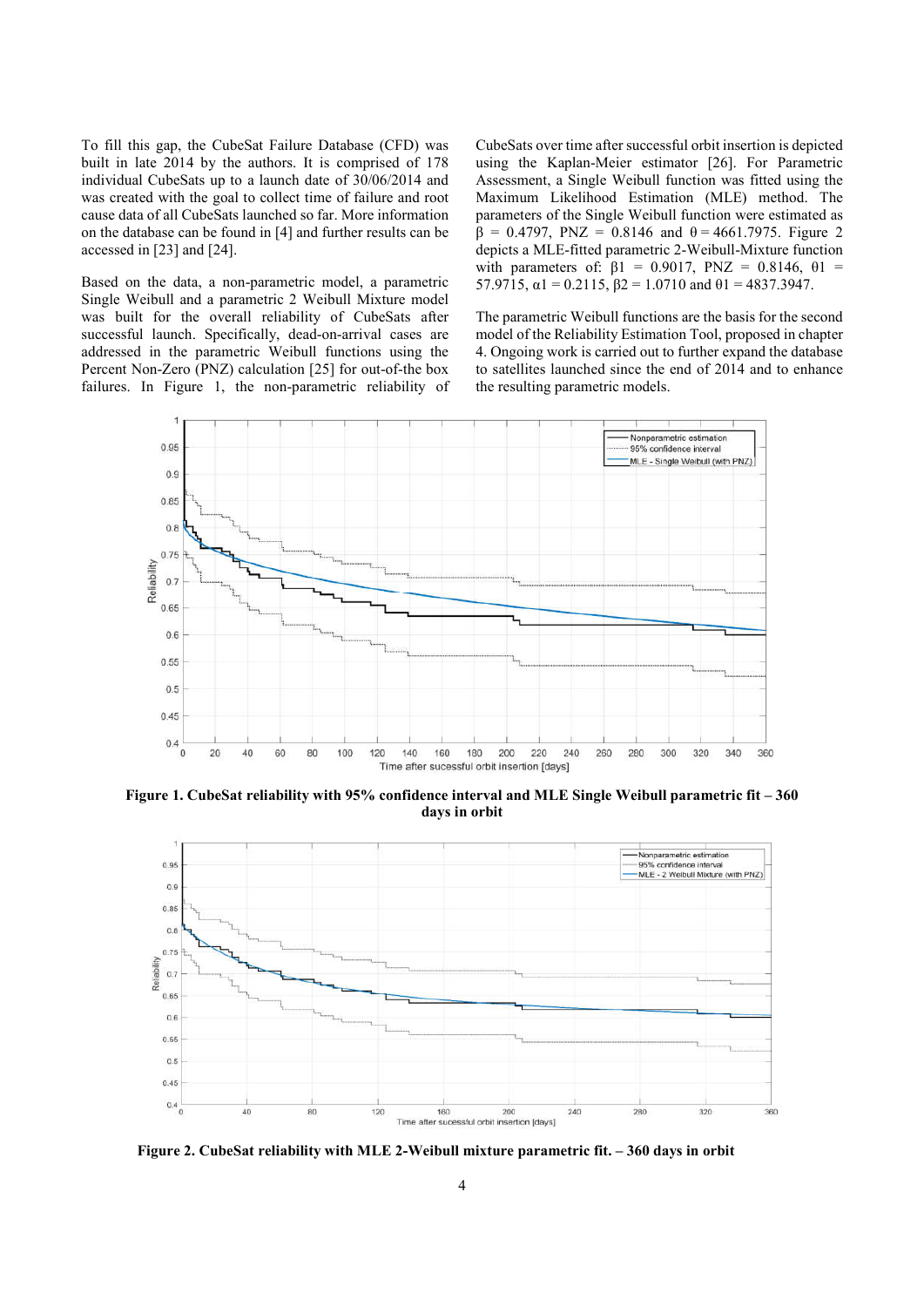To fill this gap, the CubeSat Failure Database (CFD) was built in late 2014 by the authors. It is comprised of 178 individual CubeSats up to a launch date of 30/06/2014 and was created with the goal to collect time of failure and root cause data of all CubeSats launched so far. More information on the database can be found in [4] and further results can be accessed in [23] and [24].

Based on the data, a non-parametric model, a parametric Single Weibull and a parametric 2 Weibull Mixture model was built for the overall reliability of CubeSats after successful launch. Specifically, dead-on-arrival cases are addressed in the parametric Weibull functions using the Percent Non-Zero (PNZ) calculation [25] for out-of-the box failures. In Figure 1, the non-parametric reliability of CubeSats over time after successful orbit insertion is depicted using the Kaplan-Meier estimator [26]. For Parametric Assessment, a Single Weibull function was fitted using the Maximum Likelihood Estimation (MLE) method. The parameters of the Single Weibull function were estimated as $\beta$ = 0.4797, PNZ = 0.8146 and $\theta$ = 4661.7975. Figure 2 depicts a MLE-fitted parametric 2-Weibull-Mixture function with parameters of: $\beta 1$ = 0.9017, PNZ = 0.8146, $\theta 1$ = 57.9715, $\alpha 1$ = 0.2115, $\beta 2$ = 1.0710 and $\theta 1$ = 4837.3947.

The parametric Weibull functions are the basis for the second model of the Reliability Estimation Tool, proposed in chapter 4. Ongoing work is carried out to further expand the database to satellites launched since the end of 2014 and to enhance the resulting parametric models.

**Figure 1. CubeSat reliability with 95% confidence interval and MLE Single Weibull parametric fit – 360 days in orbit**

**Figure 2. CubeSat reliability with MLE 2-Weibull mixture parametric fit. – 360 days in orbit**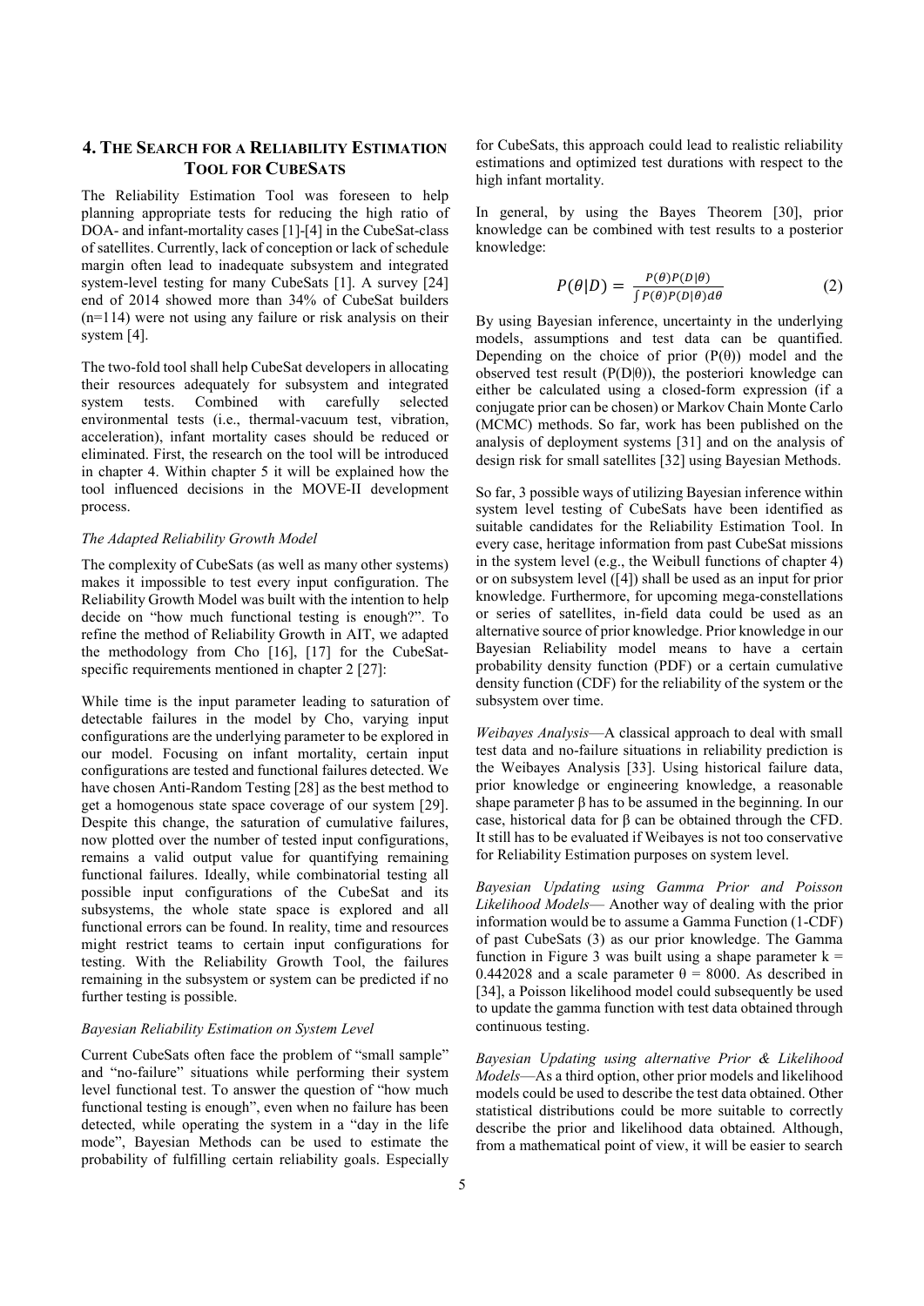## 4. The Search for a Reliability Estimation Tool for CubeSats

The Reliability Estimation Tool was foreseen to help planning appropriate tests for reducing the high ratio of DOA- and infant-mortality cases [1]-[4] in the CubeSat-class of satellites. Currently, lack of conception or lack of schedule margin often lead to inadequate subsystem and integrated system-level testing for many CubeSats [1]. A survey [24] end of 2014 showed more than 34% of CubeSat builders (n=114) were not using any failure or risk analysis on their system [4].

The two-fold tool shall help CubeSat developers in allocating their resources adequately for subsystem and integrated system tests. Combined with carefully selected environmental tests (i.e., thermal-vacuum test, vibration, acceleration), infant mortality cases should be reduced or eliminated. First, the research on the tool will be introduced in chapter 4. Within chapter 5 it will be explained how the tool influenced decisions in the MOVE-II development process.

### *The Adapted Reliability Growth Model*

The complexity of CubeSats (as well as many other systems) makes it impossible to test every input configuration. The Reliability Growth Model was built with the intention to help decide on "how much functional testing is enough?". To refine the method of Reliability Growth in AIT, we adapted the methodology from Cho [16], [17] for the CubeSat-specific requirements mentioned in chapter 2 [27]:

While time is the input parameter leading to saturation of detectable failures in the model by Cho, varying input configurations are the underlying parameter to be explored in our model. Focusing on infant mortality, certain input configurations are tested and functional failures detected. We have chosen Anti-Random Testing [28] as the best method to get a homogenous state space coverage of our system [29]. Despite this change, the saturation of cumulative failures, now plotted over the number of tested input configurations, remains a valid output value for quantifying remaining functional failures. Ideally, while combinatorial testing all possible input configurations of the CubeSat and its subsystems, the whole state space is explored and all functional errors can be found. In reality, time and resources might restrict teams to certain input configurations for testing. With the Reliability Growth Tool, the failures remaining in the subsystem or system can be predicted if no further testing is possible.

### *Bayesian Reliability Estimation on System Level*

Current CubeSats often face the problem of "small sample" and "no-failure" situations while performing their system level functional test. To answer the question of "how much functional testing is enough", even when no failure has been detected, while operating the system in a "day in the life mode", Bayesian Methods can be used to estimate the probability of fulfilling certain reliability goals. Especially for CubeSats, this approach could lead to realistic reliability estimations and optimized test durations with respect to the high infant mortality.

In general, by using the Bayes Theorem [30], prior knowledge can be combined with test results to a posterior knowledge:

$$P(\theta|D) = \frac{P(\theta)P(D|\theta)}{\int P(\theta)P(D|\theta)d\theta} \tag{2}$$

By using Bayesian inference, uncertainty in the underlying models, assumptions and test data can be quantified. Depending on the choice of prior ($P(\theta)$) model and the observed test result ($P(D|\theta)$), the posteriori knowledge can either be calculated using a closed-form expression (if a conjugate prior can be chosen) or Markov Chain Monte Carlo (MCMC) methods. So far, work has been published on the analysis of deployment systems [31] and on the analysis of design risk for small satellites [32] using Bayesian Methods.

So far, 3 possible ways of utilizing Bayesian inference within system level testing of CubeSats have been identified as suitable candidates for the Reliability Estimation Tool. In every case, heritage information from past CubeSat missions in the system level (e.g., the Weibull functions of chapter 4) or on subsystem level ([4]) shall be used as an input for prior knowledge. Furthermore, for upcoming mega-constellations or series of satellites, in-field data could be used as an alternative source of prior knowledge. Prior knowledge in our Bayesian Reliability model means to have a certain probability density function (PDF) or a certain cumulative density function (CDF) for the reliability of the system or the subsystem over time.

*Weibayes Analysis*—A classical approach to deal with small test data and no-failure situations in reliability prediction is the Weibayes Analysis [33]. Using historical failure data, prior knowledge or engineering knowledge, a reasonable shape parameter $\beta$ has to be assumed in the beginning. In our case, historical data for $\beta$ can be obtained through the CFD. It still has to be evaluated if Weibayes is not too conservative for Reliability Estimation purposes on system level.

*Bayesian Updating using Gamma Prior and Poisson Likelihood Models*— Another way of dealing with the prior information would be to assume a Gamma Function (1-CDF) of past CubeSats (3) as our prior knowledge. The Gamma function in Figure 3 was built using a shape parameter $k = 0.442028$ and a scale parameter $\theta = 8000$. As described in [34], a Poisson likelihood model could subsequently be used to update the gamma function with test data obtained through continuous testing.

*Bayesian Updating using alternative Prior & Likelihood Models*—As a third option, other prior models and likelihood models could be used to describe the test data obtained. Other statistical distributions could be more suitable to correctly describe the prior and likelihood data obtained. Although, from a mathematical point of view, it will be easier to search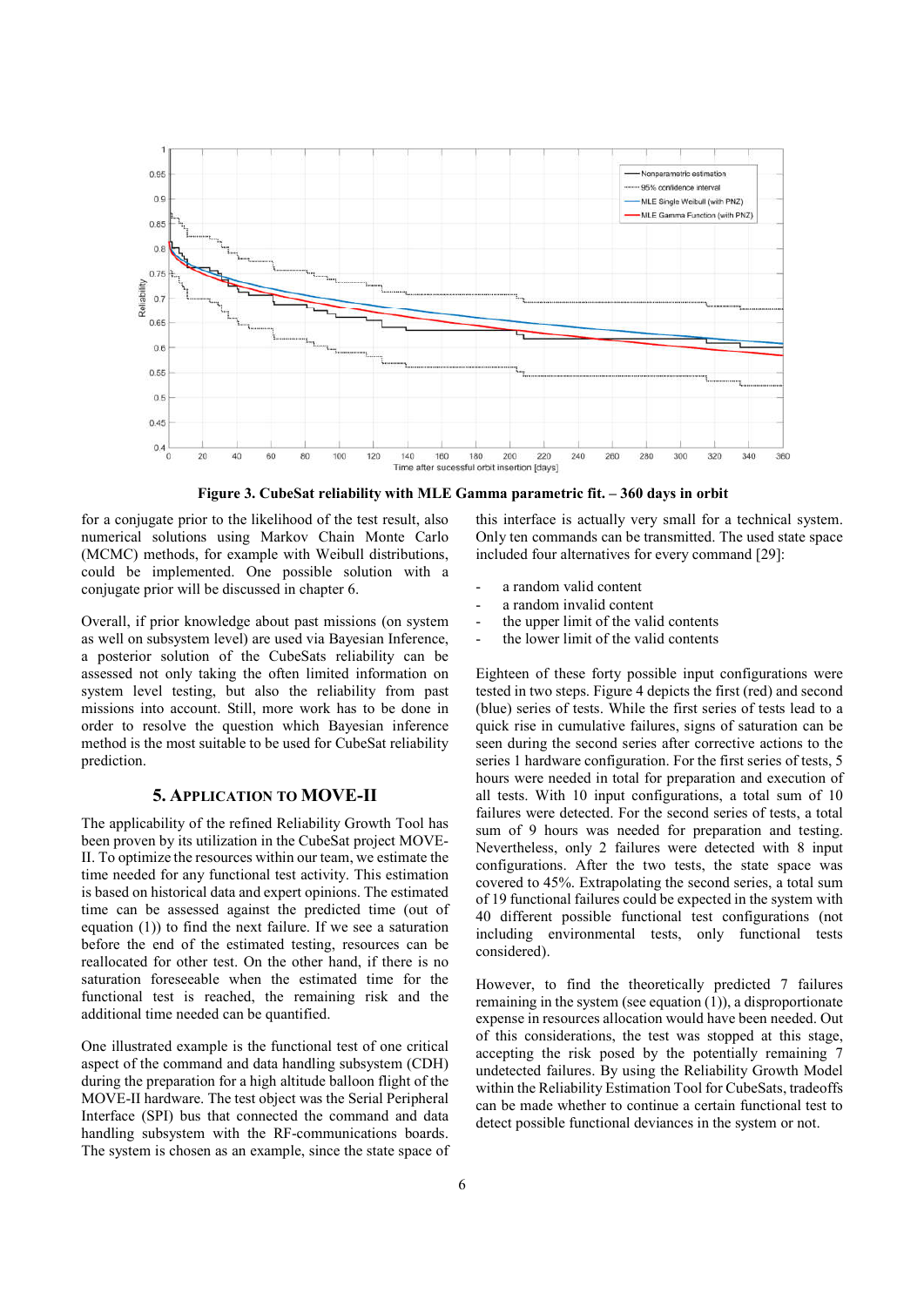**Figure 3. CubeSat reliability with MLE Gamma parametric fit. – 360 days in orbit**

for a conjugate prior to the likelihood of the test result, also numerical solutions using Markov Chain Monte Carlo (MCMC) methods, for example with Weibull distributions, could be implemented. One possible solution with a conjugate prior will be discussed in chapter 6.

Overall, if prior knowledge about past missions (on system as well on subsystem level) are used via Bayesian Inference, a posterior solution of the CubeSats reliability can be assessed not only taking the often limited information on system level testing, but also the reliability from past missions into account. Still, more work has to be done in order to resolve the question which Bayesian inference method is the most suitable to be used for CubeSat reliability prediction.

## 5. APPLICATION TO MOVE-II

The applicability of the refined Reliability Growth Tool has been proven by its utilization in the CubeSat project MOVE-II. To optimize the resources within our team, we estimate the time needed for any functional test activity. This estimation is based on historical data and expert opinions. The estimated time can be assessed against the predicted time (out of equation (1)) to find the next failure. If we see a saturation before the end of the estimated testing, resources can be reallocated for other test. On the other hand, if there is no saturation foreseeable when the estimated time for the functional test is reached, the remaining risk and the additional time needed can be quantified.

One illustrated example is the functional test of one critical aspect of the command and data handling subsystem (CDH) during the preparation for a high altitude balloon flight of the MOVE-II hardware. The test object was the Serial Peripheral Interface (SPI) bus that connected the command and data handling subsystem with the RF-communications boards. The system is chosen as an example, since the state space of this interface is actually very small for a technical system. Only ten commands can be transmitted. The used state space included four alternatives for every command [29]:

- a random valid content
- a random invalid content
- the upper limit of the valid contents
- the lower limit of the valid contents

Eighteen of these forty possible input configurations were tested in two steps. Figure 4 depicts the first (red) and second (blue) series of tests. While the first series of tests lead to a quick rise in cumulative failures, signs of saturation can be seen during the second series after corrective actions to the series 1 hardware configuration. For the first series of tests, 5 hours were needed in total for preparation and execution of all tests. With 10 input configurations, a total sum of 10 failures were detected. For the second series of tests, a total sum of 9 hours was needed for preparation and testing. Nevertheless, only 2 failures were detected with 8 input configurations. After the two tests, the state space was covered to 45%. Extrapolating the second series, a total sum of 19 functional failures could be expected in the system with 40 different possible functional test configurations (not including environmental tests, only functional tests considered).

However, to find the theoretically predicted 7 failures remaining in the system (see equation (1)), a disproportionate expense in resources allocation would have been needed. Out of this considerations, the test was stopped at this stage, accepting the risk posed by the potentially remaining 7 undetected failures. By using the Reliability Growth Model within the Reliability Estimation Tool for CubeSats, tradeoffs can be made whether to continue a certain functional test to detect possible functional deviances in the system or not.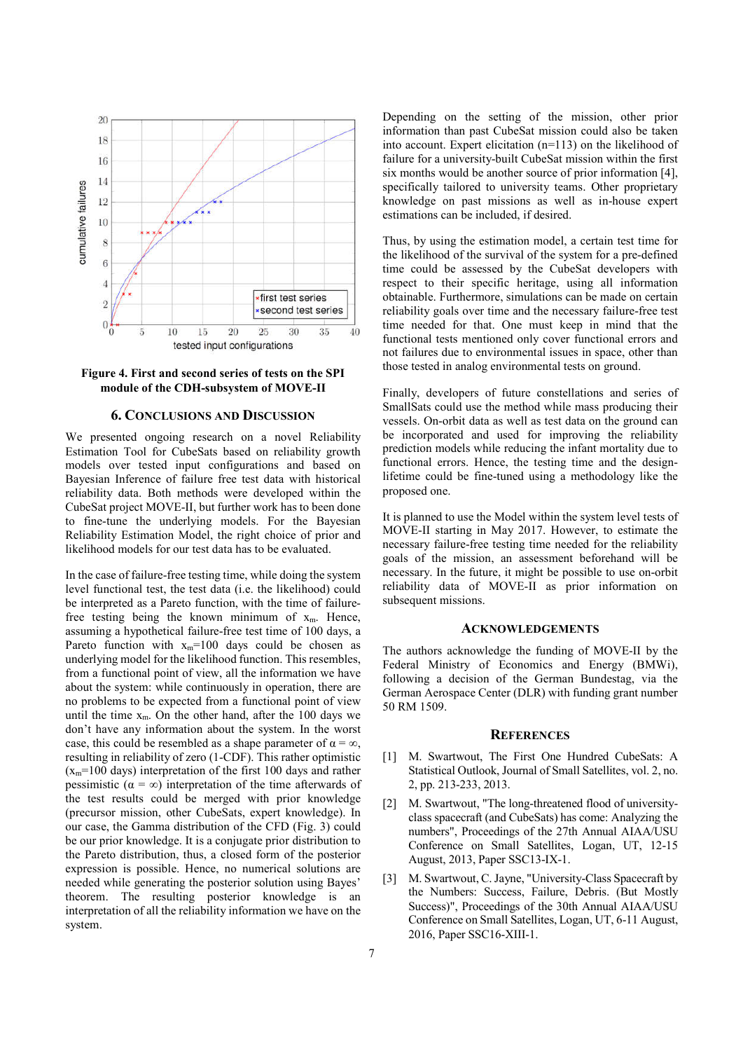Figure 4. First and second series of tests on the SPI module of the CDH-subsystem of MOVE-II

## 6. CONCLUSIONS AND DISCUSSION

We presented ongoing research on a novel Reliability Estimation Tool for CubeSats based on reliability growth models over tested input configurations and based on Bayesian Inference of failure free test data with historical reliability data. Both methods were developed within the CubeSat project MOVE-II, but further work has to been done to fine-tune the underlying models. For the Bayesian Reliability Estimation Model, the right choice of prior and likelihood models for our test data has to be evaluated.

In the case of failure-free testing time, while doing the system level functional test, the test data (i.e. the likelihood) could be interpreted as a Pareto function, with the time of failure-free testing being the known minimum of $x_m$. Hence, assuming a hypothetical failure-free test time of 100 days, a Pareto function with $x_m$=100 days could be chosen as underlying model for the likelihood function. This resembles, from a functional point of view, all the information we have about the system: while continuously in operation, there are no problems to be expected from a functional point of view until the time $x_m$. On the other hand, after the 100 days we don't have any information about the system. In the worst case, this could be resembled as a shape parameter of $\alpha = \infty$, resulting in reliability of zero (1-CDF). This rather optimistic ($x_m$=100 days) interpretation of the first 100 days and rather pessimistic ($\alpha = \infty$) interpretation of the time afterwards of the test results could be merged with prior knowledge (precursor mission, other CubeSats, expert knowledge). In our case, the Gamma distribution of the CFD (Fig. 3) could be our prior knowledge. It is a conjugate prior distribution to the Pareto distribution, thus, a closed form of the posterior expression is possible. Hence, no numerical solutions are needed while generating the posterior solution using Bayes' theorem. The resulting posterior knowledge is an interpretation of all the reliability information we have on the system.

Depending on the setting of the mission, other prior information than past CubeSat mission could also be taken into account. Expert elicitation (n=113) on the likelihood of failure for a university-built CubeSat mission within the first six months would be another source of prior information [4], specifically tailored to university teams. Other proprietary knowledge on past missions as well as in-house expert estimations can be included, if desired.

Thus, by using the estimation model, a certain test time for the likelihood of the survival of the system for a pre-defined time could be assessed by the CubeSat developers with respect to their specific heritage, using all information obtainable. Furthermore, simulations can be made on certain reliability goals over time and the necessary failure-free test time needed for that. One must keep in mind that the functional tests mentioned only cover functional errors and not failures due to environmental issues in space, other than those tested in analog environmental tests on ground.

Finally, developers of future constellations and series of SmallSats could use the method while mass producing their vessels. On-orbit data as well as test data on the ground can be incorporated and used for improving the reliability prediction models while reducing the infant mortality due to functional errors. Hence, the testing time and the design-lifetime could be fine-tuned using a methodology like the proposed one.

It is planned to use the Model within the system level tests of MOVE-II starting in May 2017. However, to estimate the necessary failure-free testing time needed for the reliability goals of the mission, an assessment beforehand will be necessary. In the future, it might be possible to use on-orbit reliability data of MOVE-II as prior information on subsequent missions.

## ACKNOWLEDGEMENTS

The authors acknowledge the funding of MOVE-II by the Federal Ministry of Economics and Energy (BMWi), following a decision of the German Bundestag, via the German Aerospace Center (DLR) with funding grant number 50 RM 1509.

## REFERENCES

[1] M. Swartwout, The First One Hundred CubeSats: A Statistical Outlook, Journal of Small Satellites, vol. 2, no. 2, pp. 213-233, 2013.

[2] M. Swartwout, "The long-threatened flood of university-class spacecraft (and CubeSats) has come: Analyzing the numbers", Proceedings of the 27th Annual AIAA/USU Conference on Small Satellites, Logan, UT, 12-15 August, 2013, Paper SSC13-IX-1.

[3] M. Swartwout, C. Jayne, "University-Class Spacecraft by the Numbers: Success, Failure, Debris. (But Mostly Success)", Proceedings of the 30th Annual AIAA/USU Conference on Small Satellites, Logan, UT, 6-11 August, 2016, Paper SSC16-XIII-1.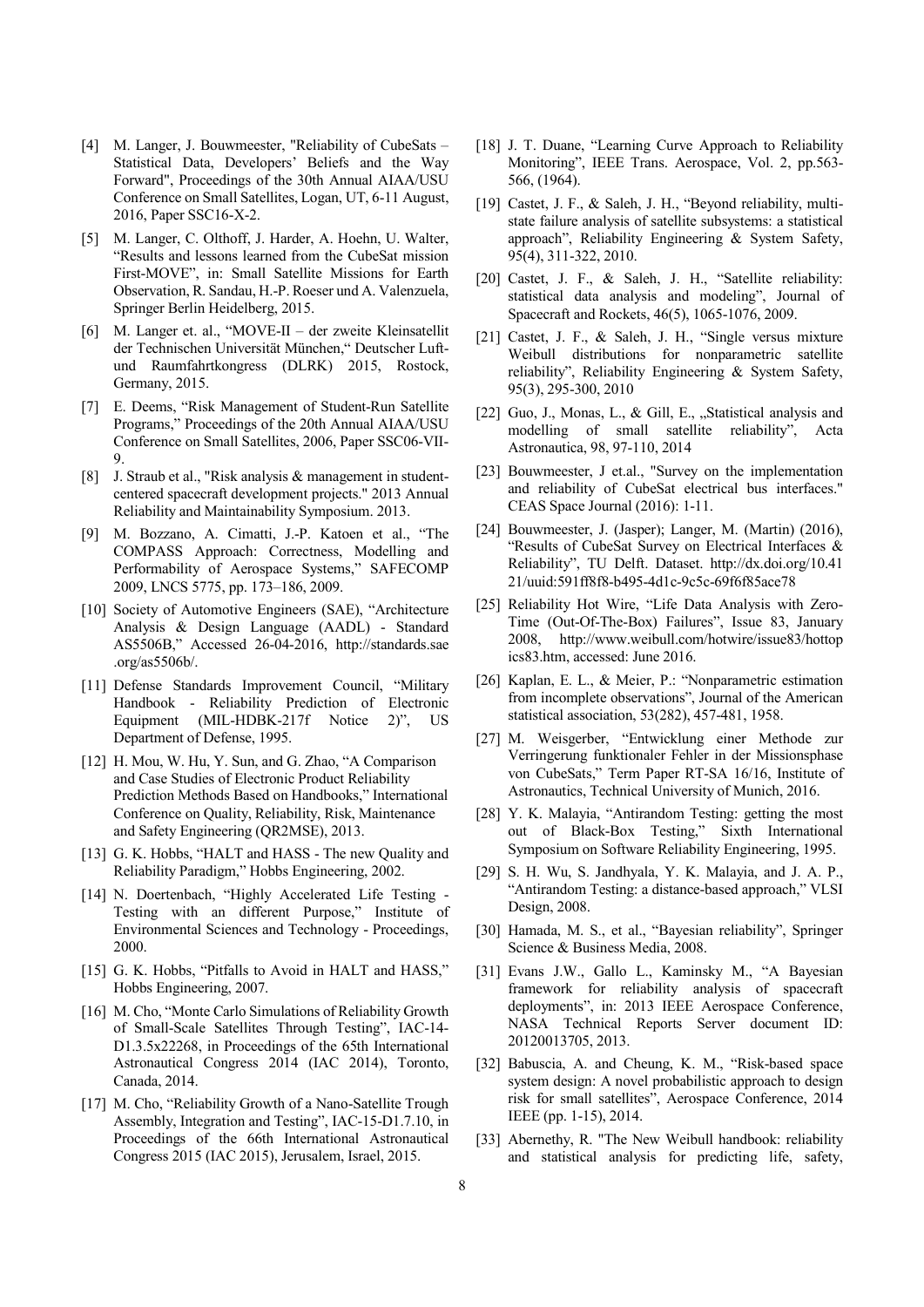[4] M. Langer, J. Bouwmeester, "Reliability of CubeSats – Statistical Data, Developers' Beliefs and the Way Forward", Proceedings of the 30th Annual AIAA/USU Conference on Small Satellites, Logan, UT, 6-11 August, 2016, Paper SSC16-X-2.

[5] M. Langer, C. Olthoff, J. Harder, A. Hoehn, U. Walter, "Results and lessons learned from the CubeSat mission First-MOVE", in: Small Satellite Missions for Earth Observation, R. Sandau, H.-P. Roeser und A. Valenzuela, Springer Berlin Heidelberg, 2015.

[6] M. Langer et. al., "MOVE-II – der zweite Kleinsatellit der Technischen Universität München," Deutscher Luft- und Raumfahrtkongress (DLRK) 2015, Rostock, Germany, 2015.

[7] E. Deems, "Risk Management of Student-Run Satellite Programs," Proceedings of the 20th Annual AIAA/USU Conference on Small Satellites, 2006, Paper SSC06-VII-9.

[8] J. Straub et al., "Risk analysis & management in student-centered spacecraft development projects." 2013 Annual Reliability and Maintainability Symposium. 2013.

[9] M. Bozzano, A. Cimatti, J.-P. Katoen et al., "The COMPASS Approach: Correctness, Modelling and Performability of Aerospace Systems," SAFECOMP 2009, LNCS 5775, pp. 173–186, 2009.

[10] Society of Automotive Engineers (SAE), "Architecture Analysis & Design Language (AADL) - Standard AS5506B," Accessed 26-04-2016, http://standards.sae.org/as5506b/.

[11] Defense Standards Improvement Council, "Military Handbook - Reliability Prediction of Electronic Equipment (MIL-HDBK-217f Notice 2)", US Department of Defense, 1995.

[12] H. Mou, W. Hu, Y. Sun, and G. Zhao, "A Comparison and Case Studies of Electronic Product Reliability Prediction Methods Based on Handbooks," International Conference on Quality, Reliability, Risk, Maintenance and Safety Engineering (QR2MSE), 2013.

[13] G. K. Hobbs, "HALT and HASS - The new Quality and Reliability Paradigm," Hobbs Engineering, 2002.

[14] N. Doertenbach, "Highly Accelerated Life Testing - Testing with an different Purpose," Institute of Environmental Sciences and Technology - Proceedings, 2000.

[15] G. K. Hobbs, "Pitfalls to Avoid in HALT and HASS," Hobbs Engineering, 2007.

[16] M. Cho, "Monte Carlo Simulations of Reliability Growth of Small-Scale Satellites Through Testing", IAC-14-D1.3.5x22268, in Proceedings of the 65th International Astronautical Congress 2014 (IAC 2014), Toronto, Canada, 2014.

[17] M. Cho, "Reliability Growth of a Nano-Satellite Trough Assembly, Integration and Testing", IAC-15-D1.7.10, in Proceedings of the 66th International Astronautical Congress 2015 (IAC 2015), Jerusalem, Israel, 2015.

[18] J. T. Duane, "Learning Curve Approach to Reliability Monitoring", IEEE Trans. Aerospace, Vol. 2, pp.563-566, (1964).

[19] Castet, J. F., & Saleh, J. H., "Beyond reliability, multi-state failure analysis of satellite subsystems: a statistical approach", Reliability Engineering & System Safety, 95(4), 311-322, 2010.

[20] Castet, J. F., & Saleh, J. H., "Satellite reliability: statistical data analysis and modeling", Journal of Spacecraft and Rockets, 46(5), 1065-1076, 2009.

[21] Castet, J. F., & Saleh, J. H., "Single versus mixture Weibull distributions for nonparametric satellite reliability", Reliability Engineering & System Safety, 95(3), 295-300, 2010

[22] Guo, J., Monas, L., & Gill, E., „Statistical analysis and modelling of small satellite reliability", Acta Astronautica, 98, 97-110, 2014

[23] Bouwmeester, J et.al., "Survey on the implementation and reliability of CubeSat electrical bus interfaces." CEAS Space Journal (2016): 1-11.

[24] Bouwmeester, J. (Jasper); Langer, M. (Martin) (2016), "Results of CubeSat Survey on Electrical Interfaces & Reliability", TU Delft. Dataset. http://dx.doi.org/10.4121/uuid:591ff8f8-b495-4d1c-9c5c-69f6f85ace78

[25] Reliability Hot Wire, "Life Data Analysis with Zero-Time (Out-Of-The-Box) Failures", Issue 83, January 2008, http://www.weibull.com/hotwire/issue83/hottopics83.htm, accessed: June 2016.

[26] Kaplan, E. L., & Meier, P.: "Nonparametric estimation from incomplete observations", Journal of the American statistical association, 53(282), 457-481, 1958.

[27] M. Weisgerber, "Entwicklung einer Methode zur Verringerung funktionaler Fehler in der Missionsphase von CubeSats," Term Paper RT-SA 16/16, Institute of Astronautics, Technical University of Munich, 2016.

[28] Y. K. Malayia, "Antirandom Testing: getting the most out of Black-Box Testing," Sixth International Symposium on Software Reliability Engineering, 1995.

[29] S. H. Wu, S. Jandhyala, Y. K. Malayia, and J. A. P., "Antirandom Testing: a distance-based approach," VLSI Design, 2008.

[30] Hamada, M. S., et al., "Bayesian reliability", Springer Science & Business Media, 2008.

[31] Evans J.W., Gallo L., Kaminsky M., "A Bayesian framework for reliability analysis of spacecraft deployments", in: 2013 IEEE Aerospace Conference, NASA Technical Reports Server document ID: 20120013705, 2013.

[32] Babuscia, A. and Cheung, K. M., "Risk-based space system design: A novel probabilistic approach to design risk for small satellites", Aerospace Conference, 2014 IEEE (pp. 1-15), 2014.

[33] Abernethy, R. "The New Weibull handbook: reliability and statistical analysis for predicting life, safety,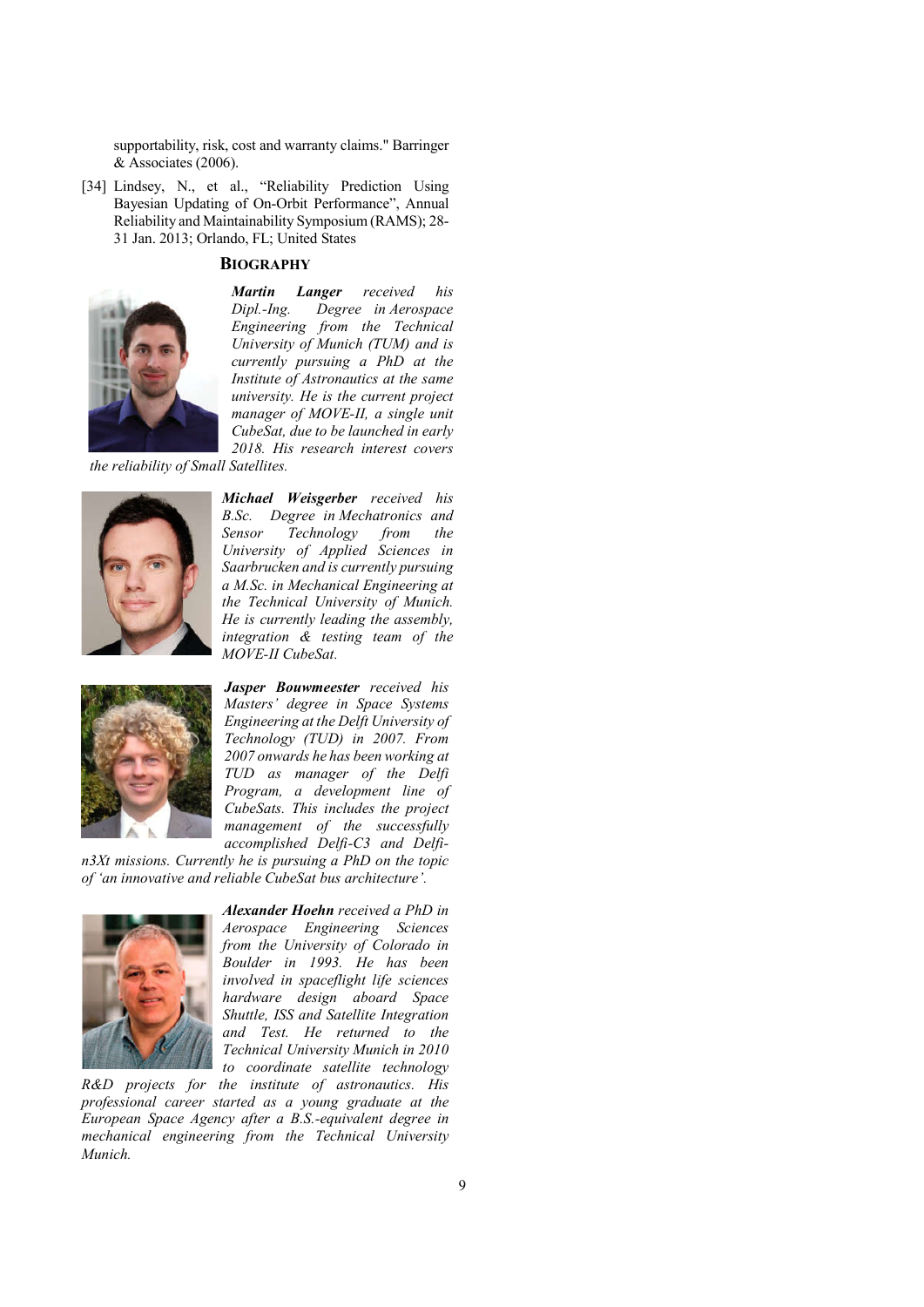supportability, risk, cost and warranty claims." Barringer & Associates (2006).

[34] Lindsey, N., et al., "Reliability Prediction Using Bayesian Updating of On-Orbit Performance", Annual Reliability and Maintainability Symposium (RAMS); 28-31 Jan. 2013; Orlando, FL; United States

## BIOGRAPHY

***Martin Langer*** *received his Dipl.-Ing. Degree in Aerospace Engineering from the Technical University of Munich (TUM) and is currently pursuing a PhD at the Institute of Astronautics at the same university. He is the current project manager of MOVE-II, a single unit CubeSat, due to be launched in early 2018. His research interest covers the reliability of Small Satellites.*

***Michael Weisgerber*** *received his B.Sc. Degree in Mechatronics and Sensor Technology from the University of Applied Sciences in Saarbrucken and is currently pursuing a M.Sc. in Mechanical Engineering at the Technical University of Munich. He is currently leading the assembly, integration & testing team of the MOVE-II CubeSat.*

***Jasper Bouwmeester*** *received his Masters' degree in Space Systems Engineering at the Delft University of Technology (TUD) in 2007. From 2007 onwards he has been working at TUD as manager of the Delfi Program, a development line of CubeSats. This includes the project management of the successfully accomplished Delfi-C3 and Delfi-n3Xt missions. Currently he is pursuing a PhD on the topic of 'an innovative and reliable CubeSat bus architecture'.*

***Alexander Hoehn*** *received a PhD in Aerospace Engineering Sciences from the University of Colorado in Boulder in 1993. He has been involved in spaceflight life sciences hardware design aboard Space Shuttle, ISS and Satellite Integration and Test. He returned to the Technical University Munich in 2010 to coordinate satellite technology R&D projects for the institute of astronautics. His professional career started as a young graduate at the European Space Agency after a B.S.-equivalent degree in mechanical engineering from the Technical University Munich.*